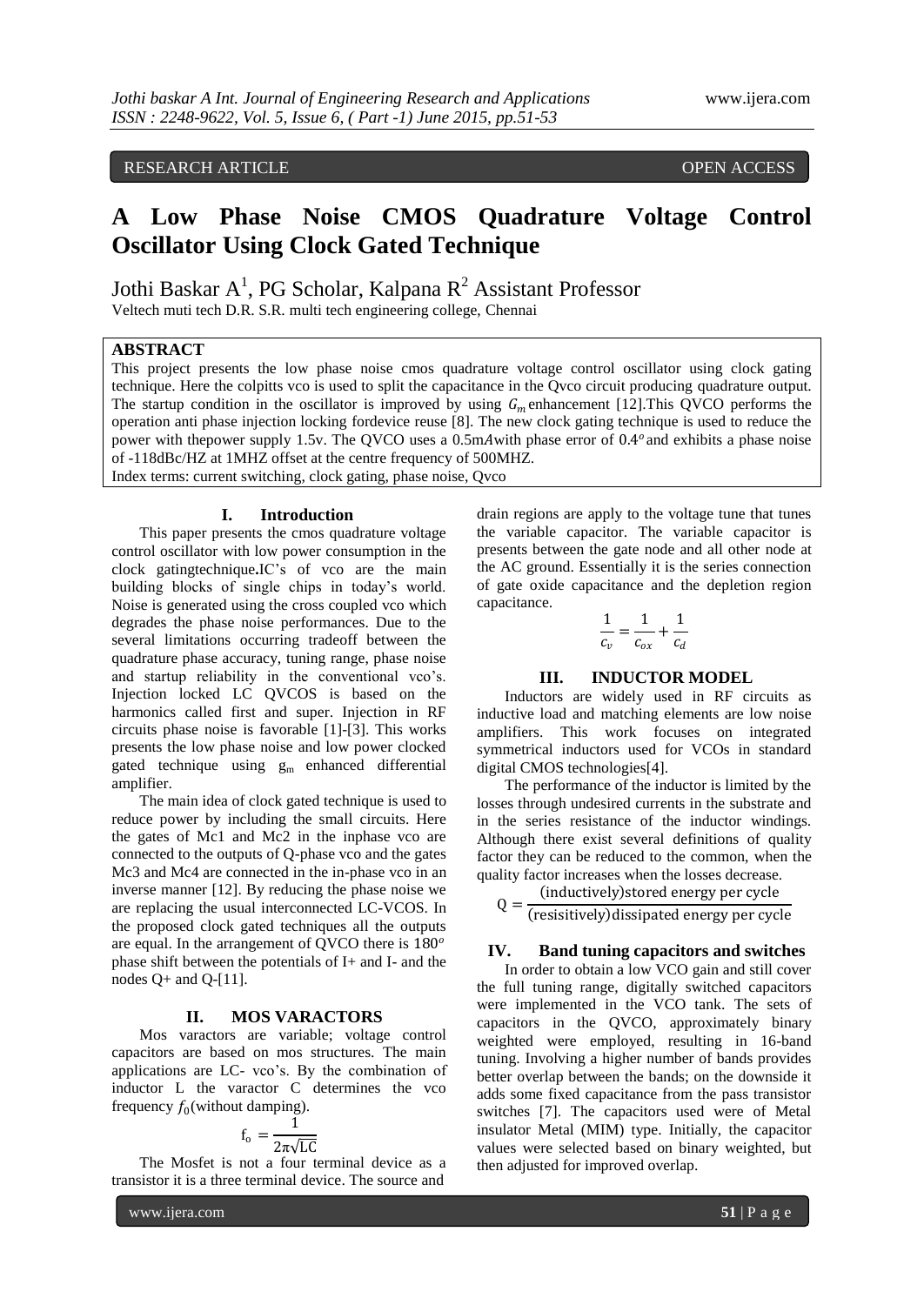RESEARCH ARTICLE OPEN ACCESS

# A Low Phase Noise CMOS Quadrature Voltage Control Oscillator Using Clock Gated Technique

Jothi Baskar A[1], PG Scholar, Kalpana R[2] Assistant Professor

Veltech muti tech D.R. S.R. multi tech engineering college, Chennai

## ABSTRACT

This project presents the low phase noise cmos quadrature voltage control oscillator using clock gating technique. Here the colpitts vco is used to split the capacitance in the Qvco circuit producing quadrature output. The startup condition in the oscillator is improved by using $G_m$ enhancement [12].This QVCO performs the operation anti phase injection locking fordevice reuse [8]. The new clock gating technique is used to reduce the power with thepower supply 1.5v. The QVCO uses a 0.5m$A$with phase error of 0.4$^o$ and exhibits a phase noise of -118dBc/HZ at 1MHZ offset at the centre frequency of 500MHZ.

Index terms: current switching, clock gating, phase noise, Qvco

## I. Introduction

This paper presents the cmos quadrature voltage control oscillator with low power consumption in the clock gatingtechnique**.**IC's of vco are the main building blocks of single chips in today's world. Noise is generated using the cross coupled vco which degrades the phase noise performances. Due to the several limitations occurring tradeoff between the quadrature phase accuracy, tuning range, phase noise and startup reliability in the conventional vco's. Injection locked LC QVCOS is based on the harmonics called first and super. Injection in RF circuits phase noise is favorable [1]-[3]. This works presents the low phase noise and low power clocked gated technique using $g_m$ enhanced differential amplifier.

The main idea of clock gated technique is used to reduce power by including the small circuits. Here the gates of Mc1 and Mc2 in the inphase vco are connected to the outputs of Q-phase vco and the gates Mc3 and Mc4 are connected in the in-phase vco in an inverse manner [12]. By reducing the phase noise we are replacing the usual interconnected LC-VCOS. In the proposed clock gated techniques all the outputs are equal. In the arrangement of QVCO there is 180$^o$ phase shift between the potentials of I+ and I- and the nodes Q+ and Q-[11].

## II. MOS VARACTORS

Mos varactors are variable; voltage control capacitors are based on mos structures. The main applications are LC- vco's. By the combination of inductor L the varactor C determines the vco frequency $f_0$(without damping).

$$f_o = \frac{1}{2\pi\sqrt{LC}}$$

The Mosfet is not a four terminal device as a transistor it is a three terminal device. The source and drain regions are apply to the voltage tune that tunes the variable capacitor. The variable capacitor is presents between the gate node and all other node at the AC ground. Essentially it is the series connection of gate oxide capacitance and the depletion region capacitance.

$$\frac{1}{c_v} = \frac{1}{c_{ox}} + \frac{1}{c_d}$$

## III. INDUCTOR MODEL

Inductors are widely used in RF circuits as inductive load and matching elements are low noise amplifiers. This work focuses on integrated symmetrical inductors used for VCOs in standard digital CMOS technologies[4].

The performance of the inductor is limited by the losses through undesired currents in the substrate and in the series resistance of the inductor windings. Although there exist several definitions of quality factor they can be reduced to the common, when the quality factor increases when the losses decrease.

$$Q = \frac{\text{(inductively)stored energy per cycle}}{\text{(resisitively)dissipated energy per cycle}}$$

## IV. Band tuning capacitors and switches

In order to obtain a low VCO gain and still cover the full tuning range, digitally switched capacitors were implemented in the VCO tank. The sets of capacitors in the QVCO, approximately binary weighted were employed, resulting in 16-band tuning. Involving a higher number of bands provides better overlap between the bands; on the downside it adds some fixed capacitance from the pass transistor switches [7]. The capacitors used were of Metal insulator Metal (MIM) type. Initially, the capacitor values were selected based on binary weighted, but then adjusted for improved overlap.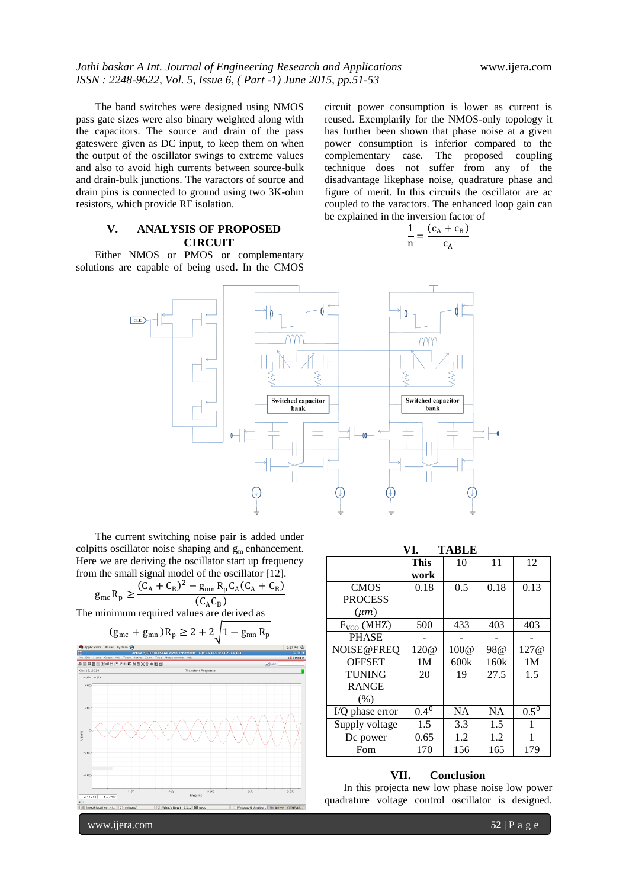The band switches were designed using NMOS pass gate sizes were also binary weighted along with the capacitors. The source and drain of the pass gateswere given as DC input, to keep them on when the output of the oscillator swings to extreme values and also to avoid high currents between source-bulk and drain-bulk junctions. The varactors of source and drain pins is connected to ground using two 3K-ohm resistors, which provide RF isolation.

## V. ANALYSIS OF PROPOSED CIRCUIT

Either NMOS or PMOS or complementary solutions are capable of being used**.** In the CMOS circuit power consumption is lower as current is reused. Exemplarily for the NMOS-only topology it has further been shown that phase noise at a given power consumption is inferior compared to the complementary case. The proposed coupling technique does not suffer from any of the disadvantage likephase noise, quadrature phase and figure of merit. In this circuits the oscillator are ac coupled to the varactors. The enhanced loop gain can be explained in the inversion factor of

$$\frac{1}{n} = \frac{(c_A + c_B)}{c_A}$$

The current switching noise pair is added under colpitts oscillator noise shaping and $g_m$ enhancement. Here we are deriving the oscillator start up frequency from the small signal model of the oscillator [12].

$$g_{mc} R_p \geq \frac{(C_A + C_B)^2 - g_{mn} R_p C_A (C_A + C_B)}{(C_A C_B)}$$

The minimum required values are derived as

$$(g_{mc} + g_{mn}) R_p \geq 2 + 2\sqrt{1 - g_{mn} R_p}$$

## VI. TABLE

| | This work | 10 | 11 | 12 |
|---|---|---|---|---|
| CMOS PROCESS ($\mu m$) | 0.18 | 0.5 | 0.18 | 0.13 |
| $F_{VCO}$ (MHZ) | 500 | 433 | 403 | 403 |
| PHASE NOISE@FREQ OFFSET | -120@ 1M | -100@ 600k | -98@ 160k | -127@ 1M |
| TUNING RANGE (%) | 20 | 19 | 27.5 | 1.5 |
| I/Q phase error | $0.4^0$ | NA | NA | $0.5^0$ |
| Supply voltage | 1.5 | 3.3 | 1.5 | 1 |
| Dc power | 0.65 | 1.2 | 1.2 | 1 |
| Fom | 170 | 156 | 165 | 179 |

## VII. Conclusion

In this projecta new low phase noise low power quadrature voltage control oscillator is designed.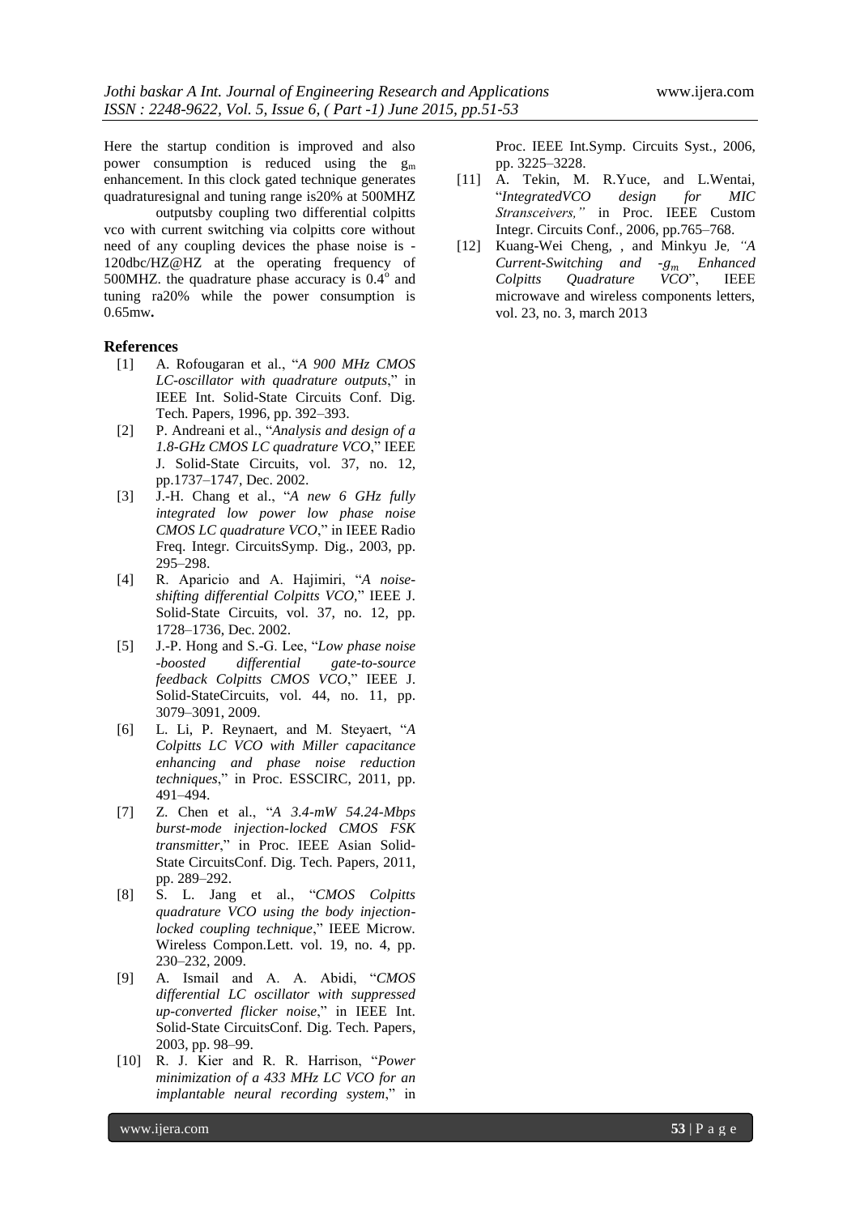Here the startup condition is improved and also power consumption is reduced using the $g_m$ enhancement. In this clock gated technique generates quadraturesignal and tuning range is20% at 500MHZ

outputsby coupling two differential colpitts vco with current switching via colpitts core without need of any coupling devices the phase noise is -120dbc/HZ@HZ at the operating frequency of 500MHZ. the quadrature phase accuracy is $0.4^o$ and tuning ra20% while the power consumption is 0.65mw**.**

## References

[1] A. Rofougaran et al., "*A 900 MHz CMOS LC-oscillator with quadrature outputs*," in IEEE Int. Solid-State Circuits Conf. Dig. Tech. Papers, 1996, pp. 392–393.

[2] P. Andreani et al., "*Analysis and design of a 1.8-GHz CMOS LC quadrature VCO*," IEEE J. Solid-State Circuits, vol. 37, no. 12, pp.1737–1747, Dec. 2002.

[3] J.-H. Chang et al., "*A new 6 GHz fully integrated low power low phase noise CMOS LC quadrature VCO*," in IEEE Radio Freq. Integr. CircuitsSymp. Dig., 2003, pp. 295–298.

[4] R. Aparicio and A. Hajimiri, "*A noise-shifting differential Colpitts VCO*," IEEE J. Solid-State Circuits, vol. 37, no. 12, pp. 1728–1736, Dec. 2002.

[5] J.-P. Hong and S.-G. Lee, "*Low phase noise -boosted differential gate-to-source feedback Colpitts CMOS VCO*," IEEE J. Solid-StateCircuits, vol. 44, no. 11, pp. 3079–3091, 2009.

[6] L. Li, P. Reynaert, and M. Steyaert, "*A Colpitts LC VCO with Miller capacitance enhancing and phase noise reduction techniques*," in Proc. ESSCIRC, 2011, pp. 491–494.

[7] Z. Chen et al., "*A 3.4-mW 54.24-Mbps burst-mode injection-locked CMOS FSK transmitter*," in Proc. IEEE Asian Solid-State CircuitsConf. Dig. Tech. Papers, 2011, pp. 289–292.

[8] S. L. Jang et al., "*CMOS Colpitts quadrature VCO using the body injection-locked coupling technique*," IEEE Microw. Wireless Compon.Lett. vol. 19, no. 4, pp. 230–232, 2009.

[9] A. Ismail and A. A. Abidi, "*CMOS differential LC oscillator with suppressed up-converted flicker noise*," in IEEE Int. Solid-State CircuitsConf. Dig. Tech. Papers, 2003, pp. 98–99.

[10] R. J. Kier and R. R. Harrison, "*Power minimization of a 433 MHz LC VCO for an implantable neural recording system*," in Proc. IEEE Int.Symp. Circuits Syst., 2006, pp. 3225–3228.

[11] A. Tekin, M. R.Yuce, and L.Wentai, "*IntegratedVCO design for MIC Stransceivers,"* in Proc. IEEE Custom Integr. Circuits Conf., 2006, pp.765–768.

[12] Kuang-Wei Cheng, , and Minkyu Je*, "A Current-Switching and -$g_m$ Enhanced Colpitts Quadrature VCO*", IEEE microwave and wireless components letters, vol. 23, no. 3, march 2013